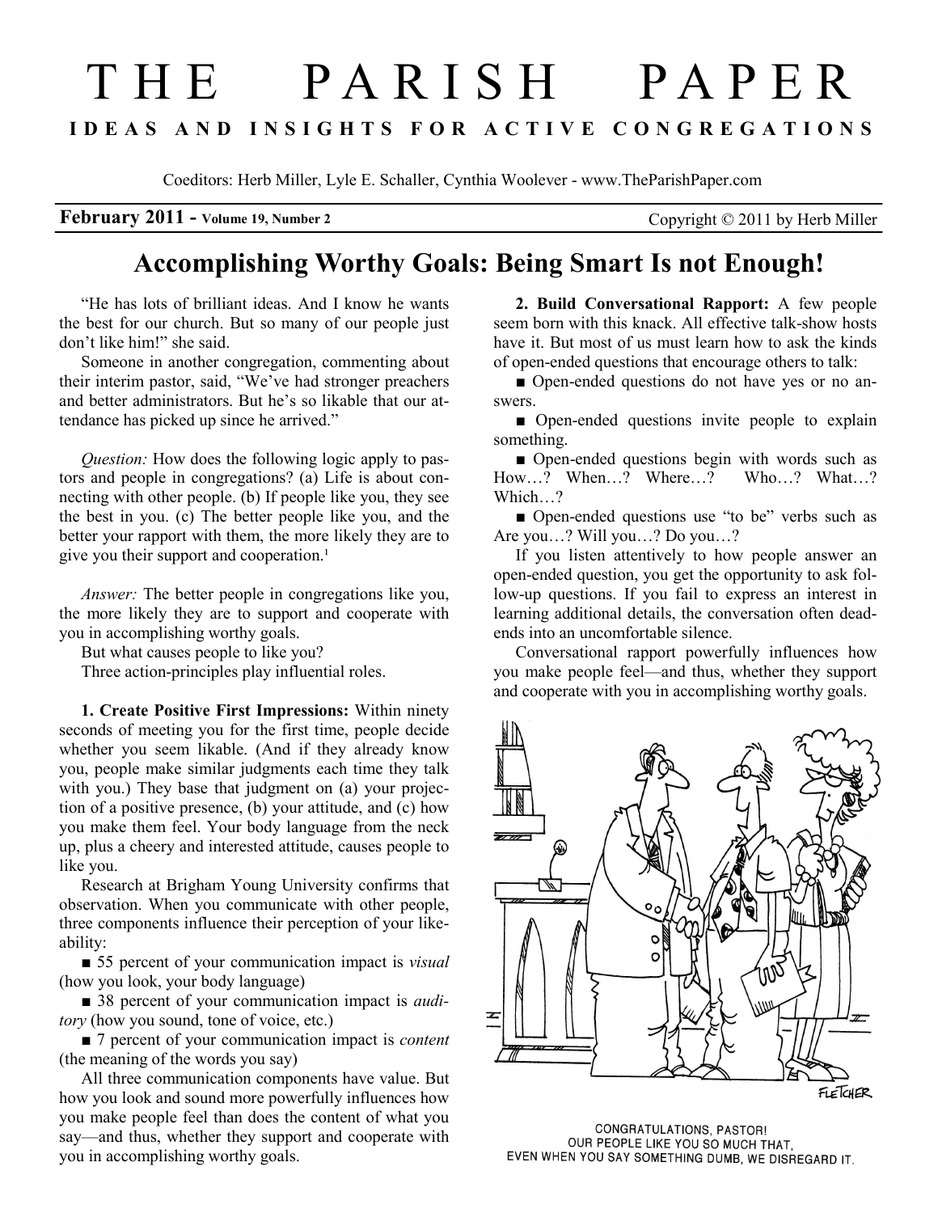# THE PARISH PAPER

**IDEAS AND INSIGHTS FOR ACTIVE CONGREGATIONS**

Coeditors: Herb Miller, Lyle E. Schaller, Cynthia Woolever - www.TheParishPaper.com

**February 2011 - Volume 19, Number 2** Copyright © 2011 by Herb Miller

## Accomplishing Worthy Goals: Being Smart Is not Enough!

"He has lots of brilliant ideas. And I know he wants the best for our church. But so many of our people just don't like him!" she said.

Someone in another congregation, commenting about their interim pastor, said, "We've had stronger preachers and better administrators. But he's so likable that our attendance has picked up since he arrived."

*Question:* How does the following logic apply to pastors and people in congregations? (a) Life is about connecting with other people. (b) If people like you, they see the best in you. (c) The better people like you, and the better your rapport with them, the more likely they are to give you their support and cooperation.[1]

*Answer:* The better people in congregations like you, the more likely they are to support and cooperate with you in accomplishing worthy goals.

But what causes people to like you?

Three action-principles play influential roles.

**1. Create Positive First Impressions:** Within ninety seconds of meeting you for the first time, people decide whether you seem likable. (And if they already know you, people make similar judgments each time they talk with you.) They base that judgment on (a) your projection of a positive presence, (b) your attitude, and (c) how you make them feel. Your body language from the neck up, plus a cheery and interested attitude, causes people to like you.

Research at Brigham Young University confirms that observation. When you communicate with other people, three components influence their perception of your likeability:

- 55 percent of your communication impact is *visual* (how you look, your body language)
- 38 percent of your communication impact is *auditory* (how you sound, tone of voice, etc.)
- 7 percent of your communication impact is *content* (the meaning of the words you say)

All three communication components have value. But how you look and sound more powerfully influences how you make people feel than does the content of what you say—and thus, whether they support and cooperate with you in accomplishing worthy goals.

**2. Build Conversational Rapport:** A few people seem born with this knack. All effective talk-show hosts have it. But most of us must learn how to ask the kinds of open-ended questions that encourage others to talk:

- Open-ended questions do not have yes or no answers.
- Open-ended questions invite people to explain something.
- Open-ended questions begin with words such as How…? When…? Where…? Who…? What…? Which…?
- Open-ended questions use "to be" verbs such as Are you…? Will you…? Do you…?

If you listen attentively to how people answer an open-ended question, you get the opportunity to ask follow-up questions. If you fail to express an interest in learning additional details, the conversation often dead-ends into an uncomfortable silence.

Conversational rapport powerfully influences how you make people feel—and thus, whether they support and cooperate with you in accomplishing worthy goals.

CONGRATULATIONS, PASTOR! OUR PEOPLE LIKE YOU SO MUCH THAT, EVEN WHEN YOU SAY SOMETHING DUMB, WE DISREGARD IT.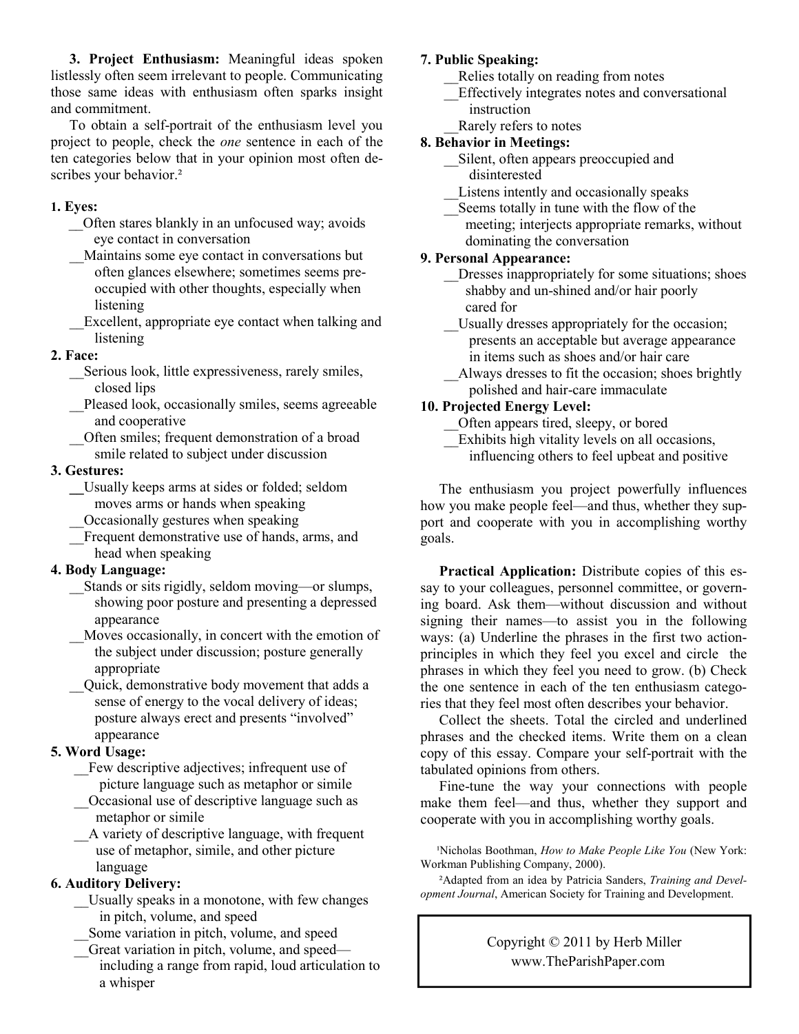**3. Project Enthusiasm:** Meaningful ideas spoken listlessly often seem irrelevant to people. Communicating those same ideas with enthusiasm often sparks insight and commitment.

To obtain a self-portrait of the enthusiasm level you project to people, check the *one* sentence in each of the ten categories below that in your opinion most often describes your behavior.[2]

**1. Eyes:**

__Often stares blankly in an unfocused way; avoids eye contact in conversation

__Maintains some eye contact in conversations but often glances elsewhere; sometimes seems preoccupied with other thoughts, especially when listening

__Excellent, appropriate eye contact when talking and listening

**2. Face:**

__Serious look, little expressiveness, rarely smiles, closed lips

__Pleased look, occasionally smiles, seems agreeable and cooperative

__Often smiles; frequent demonstration of a broad smile related to subject under discussion

**3. Gestures:**

__Usually keeps arms at sides or folded; seldom moves arms or hands when speaking

__Occasionally gestures when speaking

__Frequent demonstrative use of hands, arms, and head when speaking

**4. Body Language:**

__Stands or sits rigidly, seldom moving—or slumps, showing poor posture and presenting a depressed appearance

__Moves occasionally, in concert with the emotion of the subject under discussion; posture generally appropriate

__Quick, demonstrative body movement that adds a sense of energy to the vocal delivery of ideas; posture always erect and presents "involved" appearance

**5. Word Usage:**

__Few descriptive adjectives; infrequent use of picture language such as metaphor or simile

__Occasional use of descriptive language such as metaphor or simile

__A variety of descriptive language, with frequent use of metaphor, simile, and other picture language

**6. Auditory Delivery:**

__Usually speaks in a monotone, with few changes in pitch, volume, and speed

__Some variation in pitch, volume, and speed

__Great variation in pitch, volume, and speed—including a range from rapid, loud articulation to a whisper

**7. Public Speaking:**

__Relies totally on reading from notes

__Effectively integrates notes and conversational instruction

__Rarely refers to notes

**8. Behavior in Meetings:**

__Silent, often appears preoccupied and disinterested

__Listens intently and occasionally speaks

__Seems totally in tune with the flow of the meeting; interjects appropriate remarks, without dominating the conversation

**9. Personal Appearance:**

__Dresses inappropriately for some situations; shoes shabby and un-shined and/or hair poorly cared for

__Usually dresses appropriately for the occasion; presents an acceptable but average appearance in items such as shoes and/or hair care

__Always dresses to fit the occasion; shoes brightly polished and hair-care immaculate

**10. Projected Energy Level:**

__Often appears tired, sleepy, or bored

__Exhibits high vitality levels on all occasions, influencing others to feel upbeat and positive

The enthusiasm you project powerfully influences how you make people feel—and thus, whether they support and cooperate with you in accomplishing worthy goals.

**Practical Application:** Distribute copies of this essay to your colleagues, personnel committee, or governing board. Ask them—without discussion and without signing their names—to assist you in the following ways: (a) Underline the phrases in the first two action-principles in which they feel you excel and circle the phrases in which they feel you need to grow. (b) Check the one sentence in each of the ten enthusiasm categories that they feel most often describes your behavior.

Collect the sheets. Total the circled and underlined phrases and the checked items. Write them on a clean copy of this essay. Compare your self-portrait with the tabulated opinions from others.

Fine-tune the way your connections with people make them feel—and thus, whether they support and cooperate with you in accomplishing worthy goals.

[1]Nicholas Boothman, *How to Make People Like You* (New York: Workman Publishing Company, 2000).

[2]Adapted from an idea by Patricia Sanders, *Training and Development Journal*, American Society for Training and Development.

Copyright © 2011 by Herb Miller
www.TheParishPaper.com